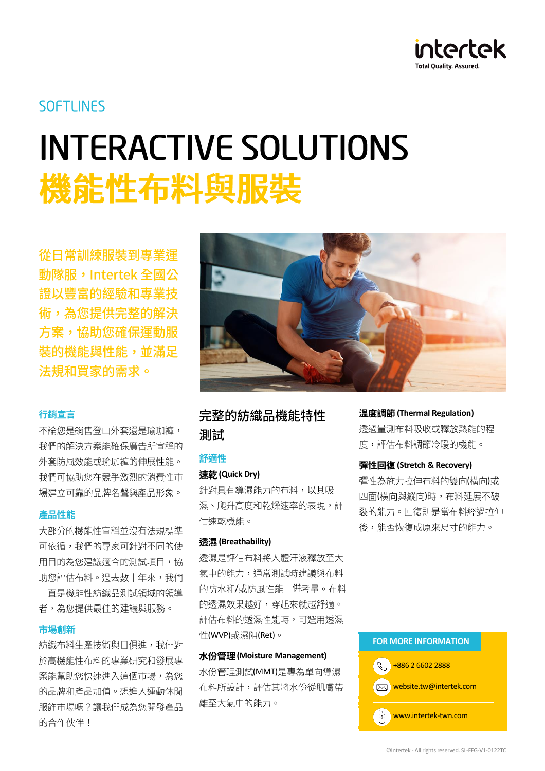SOFTLINES

# INTERACTIVE SOLUTIONS
# 機能性布料與服裝

**從日常訓練服裝到專業運動隊服，Intertek 全國公證以豐富的經驗和專業技術，為您提供完整的解決方案，協助您確保運動服裝的機能與性能，並滿足法規和買家的需求。**

### 行銷宣言

不論您是銷售登山外套還是瑜珈褲，我們的解決方案能確保廣告所宣稱的外套防風效能或瑜珈褲的伸展性能。我們可協助您在競爭激烈的消費性市場建立可靠的品牌名聲與產品形象。

### 產品性能

大部分的機能性宣稱並沒有法規標準可依循，我們的專家可針對不同的使用目的為您建議適合的測試項目，協助您評估布料。過去數十年來，我們一直是機能性紡織品測試領域的領導者，為您提供最佳的建議與服務。

### 市場創新

紡織布料生產技術與日俱進，我們對於高機能性布料的專業研究和發展專案能幫助您快速進入這個市場，為您的品牌和產品加值。想進入運動休閒服飾市場嗎？讓我們成為您開發產品的合作伙伴！

## 完整的紡織品機能特性測試

### 舒適性

**速乾 (Quick Dry)**

針對具有導濕能力的布料，以其吸濕、爬升高度和乾燥速率的表現，評估速乾機能。

**透濕 (Breathability)**

透濕是評估布料將人體汗液釋放至大氣中的能力，通常測試時建議與布料的防水和/或防風性能一併考量。布料的透濕效果越好，穿起來就越舒適。評估布料的透濕性能時，可選用透濕性(WVP)或濕阻(Ret)。

**水份管理 (Moisture Management)**

水份管理測試(MMT)是專為單向導濕布料所設計，評估其將水份從肌膚帶離至大氣中的能力。

**溫度調節 (Thermal Regulation)**

透過量測布料吸收或釋放熱能的程度，評估布料調節冷暖的機能。

**彈性回復 (Stretch & Recovery)**

彈性為施力拉伸布料的雙向(橫向)或四面(橫向與縱向)時，布料延展不破裂的能力。回復則是當布料經過拉伸後，能否恢復成原來尺寸的能力。

**FOR MORE INFORMATION**

+886 2 6602 2888

website.tw@intertek.com

www.intertek-twn.com

©Intertek - All rights reserved. SL-FFG-V1-0122TC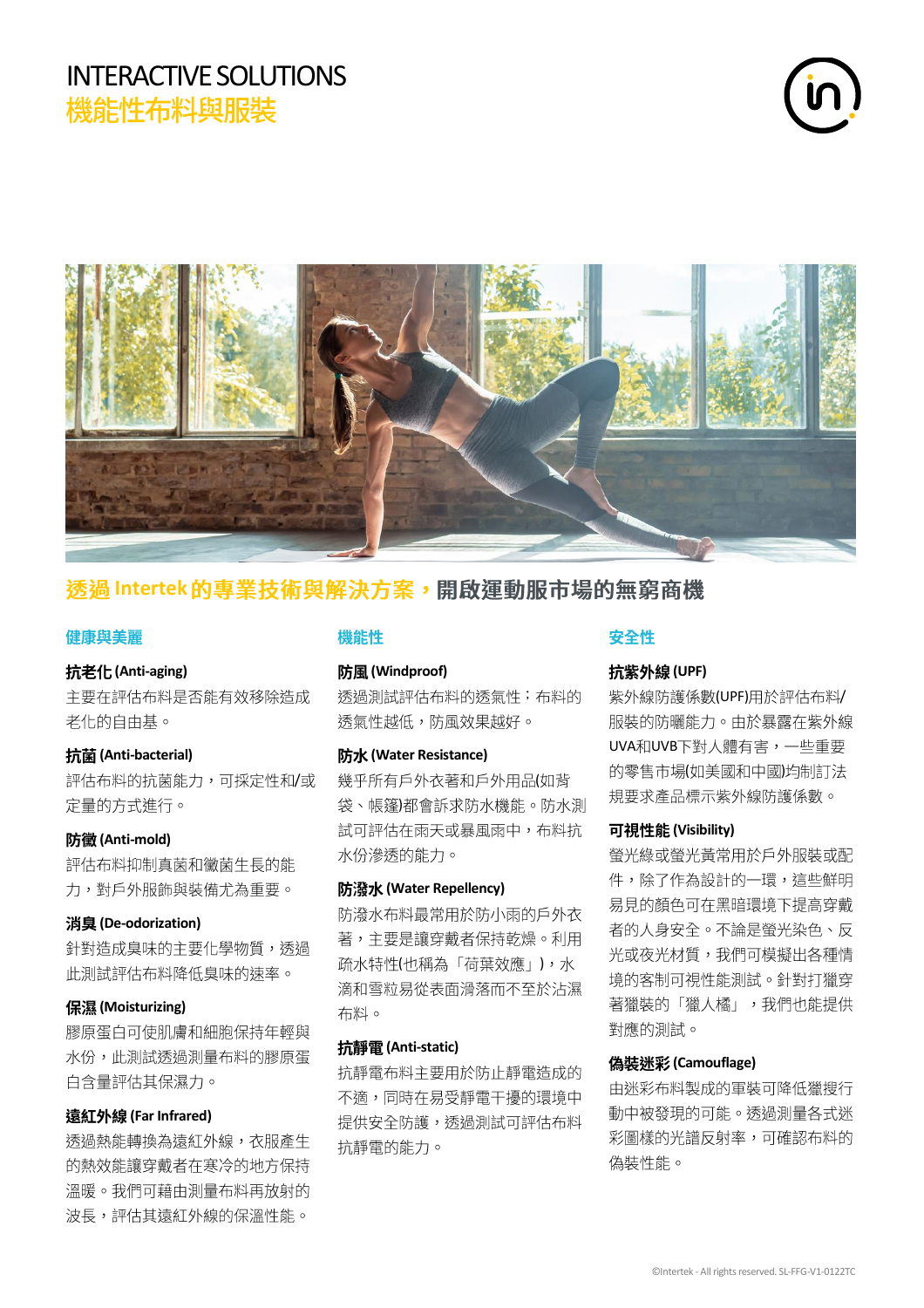# INTERACTIVE SOLUTIONS
## 機能性布料與服裝

## 透過 Intertek 的專業技術與解決方案，開啟運動服市場的無窮商機

### 健康與美麗

**抗老化 (Anti-aging)**
主要在評估布料是否能有效移除造成老化的自由基。

**抗菌 (Anti-bacterial)**
評估布料的抗菌能力，可採定性和/或定量的方式進行。

**防黴 (Anti-mold)**
評估布料抑制真菌和黴菌生長的能力，對戶外服飾與裝備尤為重要。

**消臭 (De-odorization)**
針對造成臭味的主要化學物質，透過此測試評估布料降低臭味的速率。

**保濕 (Moisturizing)**
膠原蛋白可使肌膚和細胞保持年輕與水份，此測試透過測量布料的膠原蛋白含量評估其保濕力。

**遠紅外線 (Far Infrared)**
透過熱能轉換為遠紅外線，衣服產生的熱效能讓穿戴者在寒冷的地方保持溫暖。我們可藉由測量布料再放射的波長，評估其遠紅外線的保溫性能。

### 機能性

**防風 (Windproof)**
透過測試評估布料的透氣性；布料的透氣性越低，防風效果越好。

**防水 (Water Resistance)**
幾乎所有戶外衣著和戶外用品(如背袋、帳篷)都會訴求防水機能。防水測試可評估在雨天或暴風雨中，布料抗水份滲透的能力。

**防潑水 (Water Repellency)**
防潑水布料最常用於防小雨的戶外衣著，主要是讓穿戴者保持乾燥。利用疏水特性(也稱為「荷葉效應」)，水滴和雪粒易從表面滑落而不至於沾濕布料。

**抗靜電 (Anti-static)**
抗靜電布料主要用於防止靜電造成的不適，同時在易受靜電干擾的環境中提供安全防護，透過測試可評估布料抗靜電的能力。

### 安全性

**抗紫外線 (UPF)**
紫外線防護係數(UPF)用於評估布料/服裝的防曬能力。由於暴露在紫外線UVA和UVB下對人體有害，一些重要的零售市場(如美國和中國)均制訂法規要求產品標示紫外線防護係數。

**可視性能 (Visibility)**
螢光綠或螢光黃常用於戶外服裝或配件，除了作為設計的一環，這些鮮明易見的顏色可在黑暗環境下提高穿戴者的人身安全。不論是螢光染色、反光或夜光材質，我們可模擬出各種情境的客制可視性能測試。針對打獵穿著獵裝的「獵人橘」，我們也能提供對應的測試。

**偽裝迷彩 (Camouflage)**
由迷彩布料製成的軍裝可降低獵搜行動中被發現的可能。透過測量各式迷彩圖樣的光譜反射率，可確認布料的偽裝性能。

©Intertek - All rights reserved. SL-FFG-V1-0122TC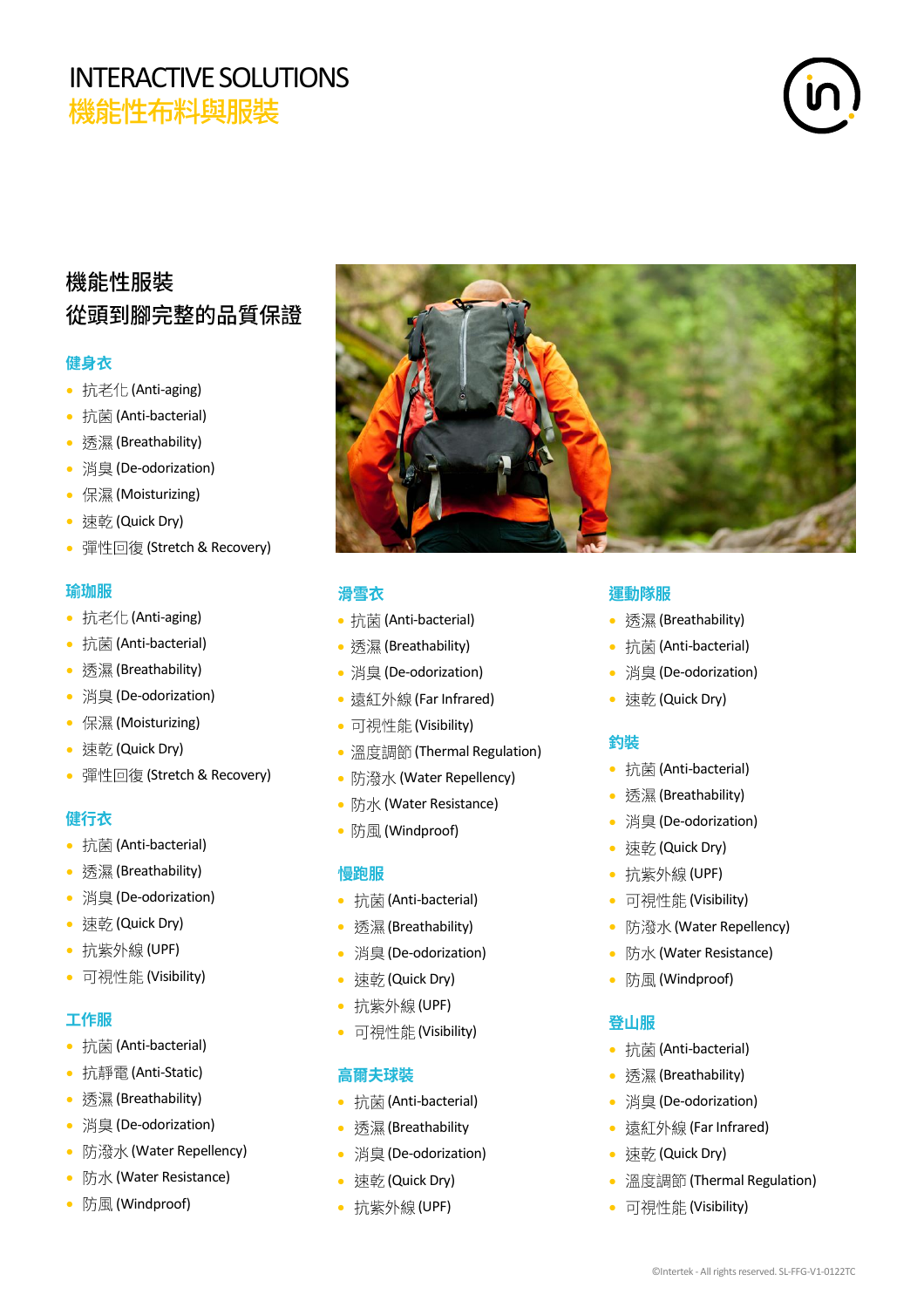# INTERACTIVE SOLUTIONS
## 機能性布料與服裝

## 機能性服裝
## 從頭到腳完整的品質保證

### 健身衣
- 抗老化 (Anti-aging)
- 抗菌 (Anti-bacterial)
- 透濕 (Breathability)
- 消臭 (De-odorization)
- 保濕 (Moisturizing)
- 速乾 (Quick Dry)
- 彈性回復 (Stretch & Recovery)

### 瑜珈服
- 抗老化 (Anti-aging)
- 抗菌 (Anti-bacterial)
- 透濕 (Breathability)
- 消臭 (De-odorization)
- 保濕 (Moisturizing)
- 速乾 (Quick Dry)
- 彈性回復 (Stretch & Recovery)

### 健行衣
- 抗菌 (Anti-bacterial)
- 透濕 (Breathability)
- 消臭 (De-odorization)
- 速乾 (Quick Dry)
- 抗紫外線 (UPF)
- 可視性能 (Visibility)

### 工作服
- 抗菌 (Anti-bacterial)
- 抗靜電 (Anti-Static)
- 透濕 (Breathability)
- 消臭 (De-odorization)
- 防潑水 (Water Repellency)
- 防水 (Water Resistance)
- 防風 (Windproof)

### 滑雪衣
- 抗菌 (Anti-bacterial)
- 透濕 (Breathability)
- 消臭 (De-odorization)
- 遠紅外線 (Far Infrared)
- 可視性能 (Visibility)
- 溫度調節 (Thermal Regulation)
- 防潑水 (Water Repellency)
- 防水 (Water Resistance)
- 防風 (Windproof)

### 慢跑服
- 抗菌 (Anti-bacterial)
- 透濕 (Breathability)
- 消臭 (De-odorization)
- 速乾 (Quick Dry)
- 抗紫外線 (UPF)
- 可視性能 (Visibility)

### 高爾夫球裝
- 抗菌 (Anti-bacterial)
- 透濕 (Breathability
- 消臭 (De-odorization)
- 速乾 (Quick Dry)
- 抗紫外線 (UPF)

### 運動隊服
- 透濕 (Breathability)
- 抗菌 (Anti-bacterial)
- 消臭 (De-odorization)
- 速乾 (Quick Dry)

### 釣裝
- 抗菌 (Anti-bacterial)
- 透濕 (Breathability)
- 消臭 (De-odorization)
- 速乾 (Quick Dry)
- 抗紫外線 (UPF)
- 可視性能 (Visibility)
- 防潑水 (Water Repellency)
- 防水 (Water Resistance)
- 防風 (Windproof)

### 登山服
- 抗菌 (Anti-bacterial)
- 透濕 (Breathability)
- 消臭 (De-odorization)
- 遠紅外線 (Far Infrared)
- 速乾 (Quick Dry)
- 溫度調節 (Thermal Regulation)
- 可視性能 (Visibility)

©Intertek - All rights reserved. SL-FFG-V1-0122TC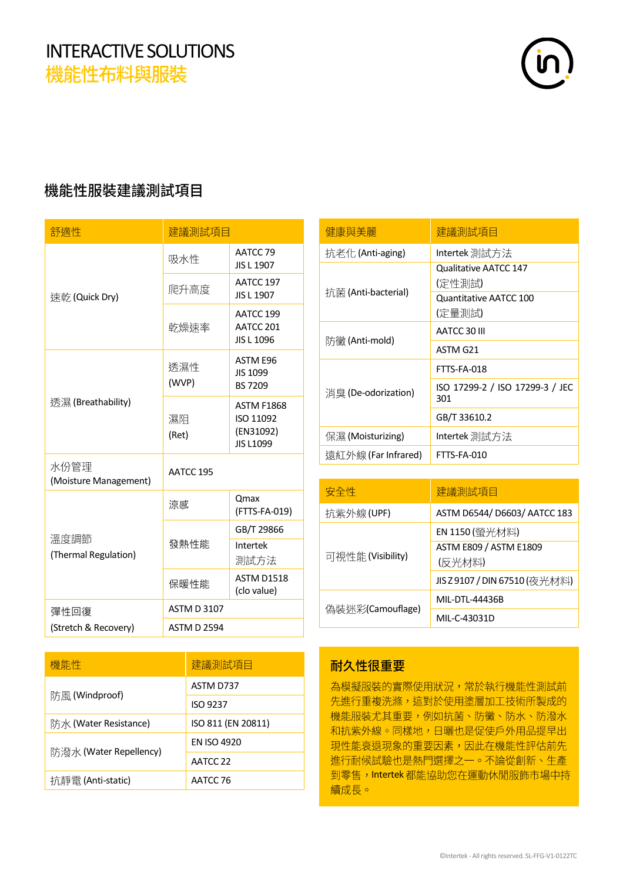INTERACTIVE SOLUTIONS

機能性布料與服裝

## 機能性服裝建議測試項目

| 舒適性 | 建議測試項目 | |
|---|---|---|
| 速乾 (Quick Dry) | 吸水性 | AATCC 79<br>JIS L 1907 |
| | 爬升高度 | AATCC 197<br>JIS L 1907 |
| | 乾燥速率 | AATCC 199<br>AATCC 201<br>JIS L 1096 |
| 透濕 (Breathability) | 透濕性<br>(WVP) | ASTM E96<br>JIS 1099<br>BS 7209 |
| | 濕阻<br>(Ret) | ASTM F1868<br>ISO 11092<br>(EN31092)<br>JIS L1099 |
| 水份管理<br>(Moisture Management) | AATCC 195 | |
| 溫度調節<br>(Thermal Regulation) | 涼感 | Qmax<br>(FTTS-FA-019) |
| | 發熱性能 | GB/T 29866 |
| | | Intertek<br>測試方法 |
| | 保暖性能 | ASTM D1518<br>(clo value) |
| 彈性回復<br>(Stretch & Recovery) | ASTM D 3107 | |
| | ASTM D 2594 | |

| 機能性 | 建議測試項目 |
|---|---|
| 防風 (Windproof) | ASTM D737 |
| | ISO 9237 |
| 防水 (Water Resistance) | ISO 811 (EN 20811) |
| 防潑水 (Water Repellency) | EN ISO 4920 |
| | AATCC 22 |
| 抗靜電 (Anti-static) | AATCC 76 |

| 健康與美麗 | 建議測試項目 |
|---|---|
| 抗老化 (Anti-aging) | Intertek 測試方法 |
| 抗菌 (Anti-bacterial) | Qualitative AATCC 147<br>(定性測試) |
| | Quantitative AATCC 100<br>(定量測試) |
| 防黴 (Anti-mold) | AATCC 30 III |
| | ASTM G21 |
| 消臭 (De-odorization) | FTTS-FA-018 |
| | ISO 17299-2 / ISO 17299-3 / JEC 301 |
| | GB/T 33610.2 |
| 保濕 (Moisturizing) | Intertek 測試方法 |
| 遠紅外線 (Far Infrared) | FTTS-FA-010 |

| 安全性 | 建議測試項目 |
|---|---|
| 抗紫外線 (UPF) | ASTM D6544/ D6603/ AATCC 183 |
| 可視性能 (Visibility) | EN 1150 (螢光材料) |
| | ASTM E809 / ASTM E1809<br>(反光材料) |
| | JIS Z 9107 / DIN 67510 (夜光材料) |
| 偽裝迷彩(Camouflage) | MIL-DTL-44436B |
| | MIL-C-43031D |

### 耐久性很重要

為模擬服裝的實際使用狀況，常於執行機能性測試前先進行重複洗滌，這對於使用塗層加工技術所製成的機能服裝尤其重要，例如抗菌、防黴、防水、防潑水和抗紫外線。同樣地，日曬也是促使戶外用品提早出現性能衰退現象的重要因素，因此在機能性評估前先進行耐候試驗也是熱門選擇之一。不論從創新、生產到零售，Intertek 都能協助您在運動休閒服飾市場中持續成長。

©Intertek - All rights reserved. SL-FFG-V1-0122TC